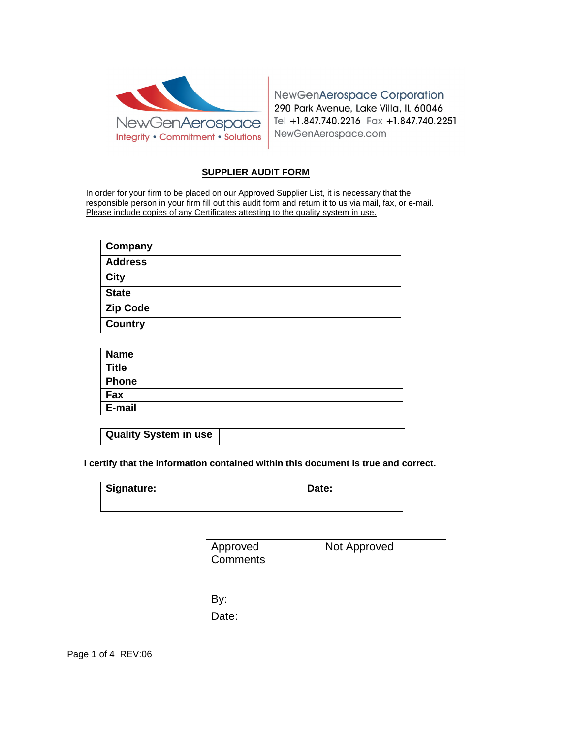NewGenAerospace

Integrity • Commitment • Solutions

NewGenAerospace Corporation
290 Park Avenue, Lake Villa, IL 60046
Tel +1.847.740.2216 Fax +1.847.740.2251
NewGenAerospace.com

# SUPPLIER AUDIT FORM

In order for your firm to be placed on our Approved Supplier List, it is necessary that the responsible person in your firm fill out this audit form and return it to us via mail, fax, or e-mail. Please include copies of any Certificates attesting to the quality system in use.

| **Company** | |
|---|---|
| **Address** | |
| **City** | |
| **State** | |
| **Zip Code** | |
| **Country** | |

| **Name** | |
|---|---|
| **Title** | |
| **Phone** | |
| **Fax** | |
| **E-mail** | |

| **Quality System in use** | |
|---|---|

**I certify that the information contained within this document is true and correct.**

| **Signature:** | **Date:** |
|---|---|
| | |

| Approved | Not Approved |
|---|---|
| Comments | |
| By: | |
| Date: | |

REV:06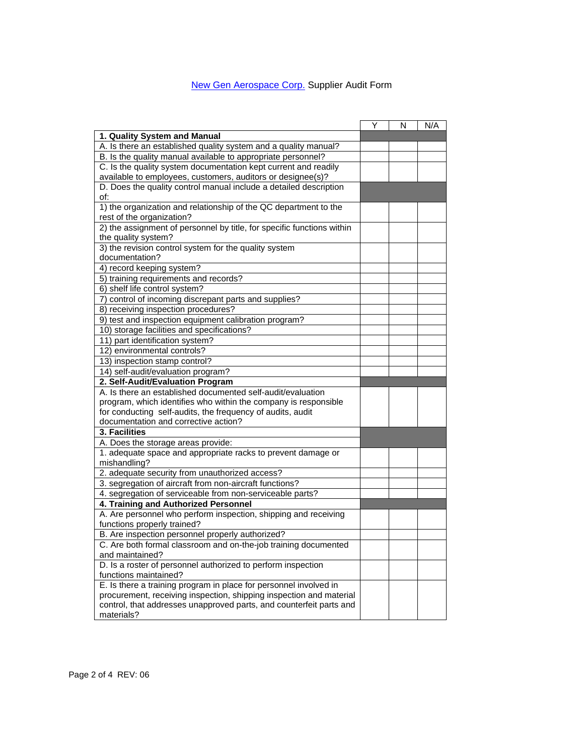New Gen Aerospace Corp. Supplier Audit Form

| | Y | N | N/A |
|---|---|---|---|
| **1. Quality System and Manual** | | | |
| A. Is there an established quality system and a quality manual? | | | |
| B. Is the quality manual available to appropriate personnel? | | | |
| C. Is the quality system documentation kept current and readily available to employees, customers, auditors or designee(s)? | | | |
| D. Does the quality control manual include a detailed description of: | | | |
| 1) the organization and relationship of the QC department to the rest of the organization? | | | |
| 2) the assignment of personnel by title, for specific functions within the quality system? | | | |
| 3) the revision control system for the quality system documentation? | | | |
| 4) record keeping system? | | | |
| 5) training requirements and records? | | | |
| 6) shelf life control system? | | | |
| 7) control of incoming discrepant parts and supplies? | | | |
| 8) receiving inspection procedures? | | | |
| 9) test and inspection equipment calibration program? | | | |
| 10) storage facilities and specifications? | | | |
| 11) part identification system? | | | |
| 12) environmental controls? | | | |
| 13) inspection stamp control? | | | |
| 14) self-audit/evaluation program? | | | |
| **2. Self-Audit/Evaluation Program** | | | |
| A. Is there an established documented self-audit/evaluation program, which identifies who within the company is responsible for conducting self-audits, the frequency of audits, audit documentation and corrective action? | | | |
| **3. Facilities** | | | |
| A. Does the storage areas provide: | | | |
| 1. adequate space and appropriate racks to prevent damage or mishandling? | | | |
| 2. adequate security from unauthorized access? | | | |
| 3. segregation of aircraft from non-aircraft functions? | | | |
| 4. segregation of serviceable from non-serviceable parts? | | | |
| **4. Training and Authorized Personnel** | | | |
| A. Are personnel who perform inspection, shipping and receiving functions properly trained? | | | |
| B. Are inspection personnel properly authorized? | | | |
| C. Are both formal classroom and on-the-job training documented and maintained? | | | |
| D. Is a roster of personnel authorized to perform inspection functions maintained? | | | |
| E. Is there a training program in place for personnel involved in procurement, receiving inspection, shipping inspection and material control, that addresses unapproved parts, and counterfeit parts and materials? | | | |

REV: 06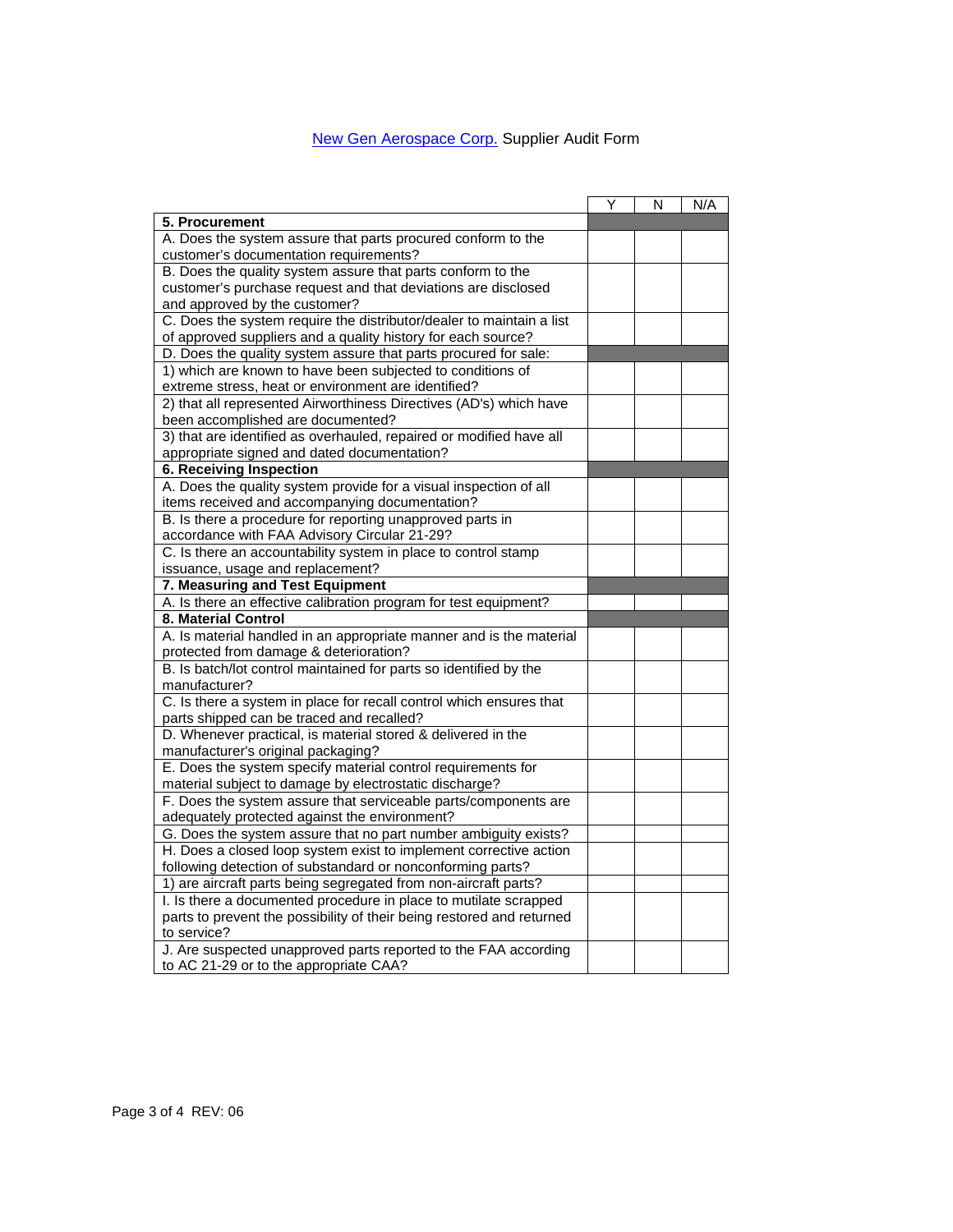New Gen Aerospace Corp. Supplier Audit Form

| | Y | N | N/A |
|---|---|---|---|
| **5. Procurement** | | | |
| A. Does the system assure that parts procured conform to the customer's documentation requirements? | | | |
| B. Does the quality system assure that parts conform to the customer's purchase request and that deviations are disclosed and approved by the customer? | | | |
| C. Does the system require the distributor/dealer to maintain a list of approved suppliers and a quality history for each source? | | | |
| D. Does the quality system assure that parts procured for sale: | | | |
| 1) which are known to have been subjected to conditions of extreme stress, heat or environment are identified? | | | |
| 2) that all represented Airworthiness Directives (AD's) which have been accomplished are documented? | | | |
| 3) that are identified as overhauled, repaired or modified have all appropriate signed and dated documentation? | | | |
| **6. Receiving Inspection** | | | |
| A. Does the quality system provide for a visual inspection of all items received and accompanying documentation? | | | |
| B. Is there a procedure for reporting unapproved parts in accordance with FAA Advisory Circular 21-29? | | | |
| C. Is there an accountability system in place to control stamp issuance, usage and replacement? | | | |
| **7. Measuring and Test Equipment** | | | |
| A. Is there an effective calibration program for test equipment? | | | |
| **8. Material Control** | | | |
| A. Is material handled in an appropriate manner and is the material protected from damage & deterioration? | | | |
| B. Is batch/lot control maintained for parts so identified by the manufacturer? | | | |
| C. Is there a system in place for recall control which ensures that parts shipped can be traced and recalled? | | | |
| D. Whenever practical, is material stored & delivered in the manufacturer's original packaging? | | | |
| E. Does the system specify material control requirements for material subject to damage by electrostatic discharge? | | | |
| F. Does the system assure that serviceable parts/components are adequately protected against the environment? | | | |
| G. Does the system assure that no part number ambiguity exists? | | | |
| H. Does a closed loop system exist to implement corrective action following detection of substandard or nonconforming parts? | | | |
| 1) are aircraft parts being segregated from non-aircraft parts? | | | |
| I. Is there a documented procedure in place to mutilate scrapped parts to prevent the possibility of their being restored and returned to service? | | | |
| J. Are suspected unapproved parts reported to the FAA according to AC 21-29 or to the appropriate CAA? | | | |

REV: 06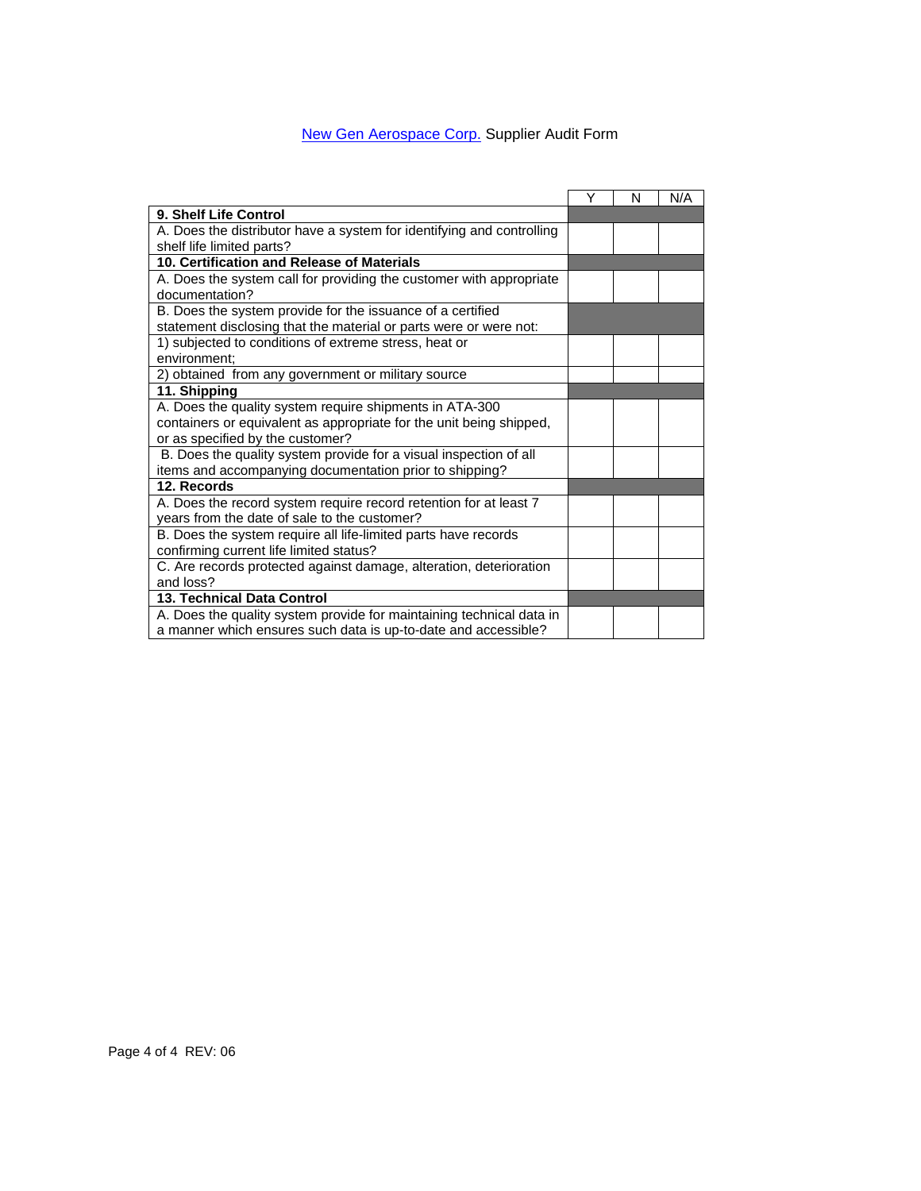New Gen Aerospace Corp. Supplier Audit Form

| | Y | N | N/A |
|---|---|---|---|
| **9. Shelf Life Control** | | | |
| A. Does the distributor have a system for identifying and controlling shelf life limited parts? | | | |
| **10. Certification and Release of Materials** | | | |
| A. Does the system call for providing the customer with appropriate documentation? | | | |
| B. Does the system provide for the issuance of a certified statement disclosing that the material or parts were or were not: | | | |
| 1) subjected to conditions of extreme stress, heat or environment; | | | |
| 2) obtained from any government or military source | | | |
| **11. Shipping** | | | |
| A. Does the quality system require shipments in ATA-300 containers or equivalent as appropriate for the unit being shipped, or as specified by the customer? | | | |
| B. Does the quality system provide for a visual inspection of all items and accompanying documentation prior to shipping? | | | |
| **12. Records** | | | |
| A. Does the record system require record retention for at least 7 years from the date of sale to the customer? | | | |
| B. Does the system require all life-limited parts have records confirming current life limited status? | | | |
| C. Are records protected against damage, alteration, deterioration and loss? | | | |
| **13. Technical Data Control** | | | |
| A. Does the quality system provide for maintaining technical data in a manner which ensures such data is up-to-date and accessible? | | | |

REV: 06